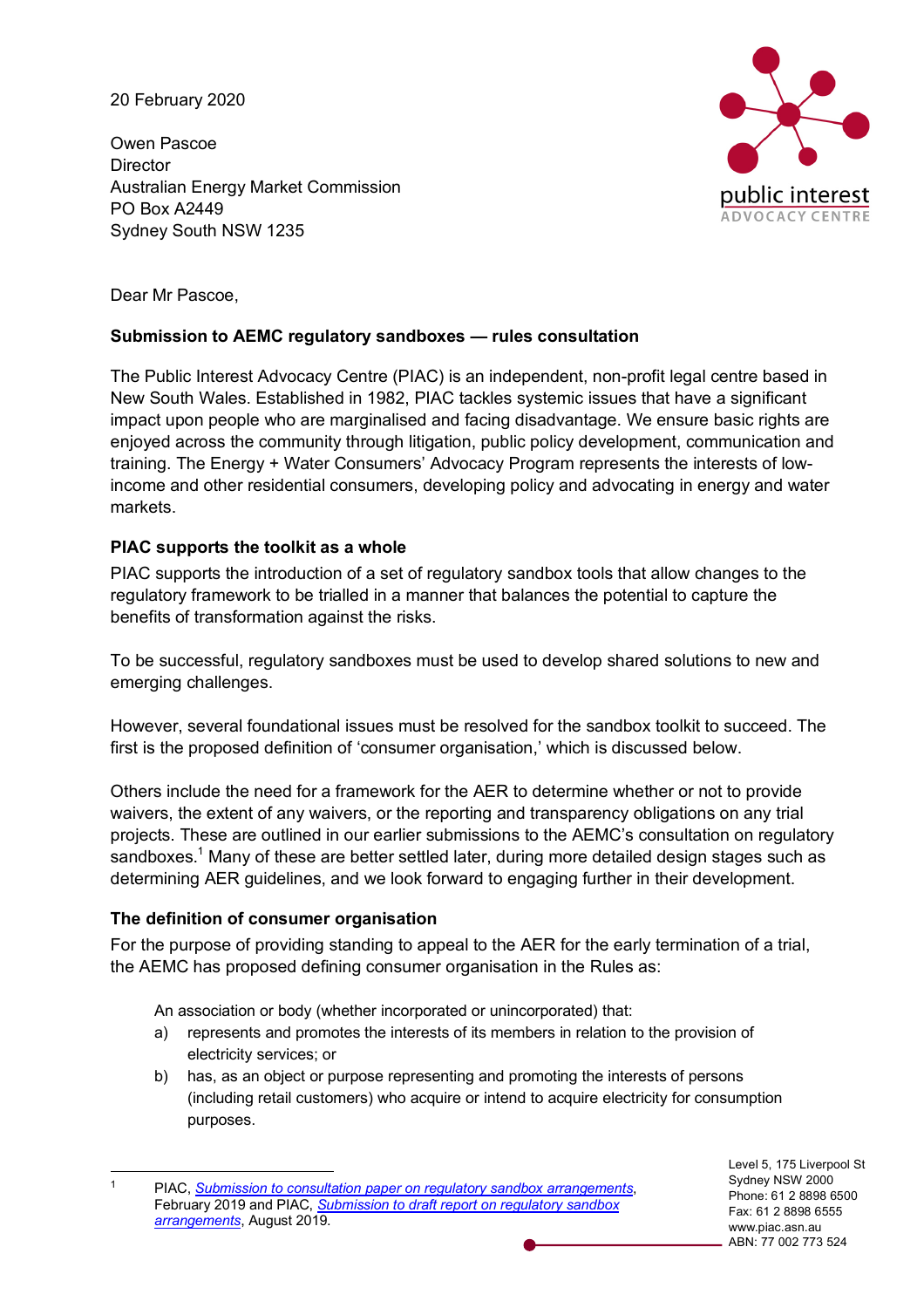20 February 2020

Owen Pascoe
Director
Australian Energy Market Commission
PO Box A2449
Sydney South NSW 1235

Dear Mr Pascoe,

**Submission to AEMC regulatory sandboxes — rules consultation**

The Public Interest Advocacy Centre (PIAC) is an independent, non-profit legal centre based in New South Wales. Established in 1982, PIAC tackles systemic issues that have a significant impact upon people who are marginalised and facing disadvantage. We ensure basic rights are enjoyed across the community through litigation, public policy development, communication and training. The Energy + Water Consumers' Advocacy Program represents the interests of low-income and other residential consumers, developing policy and advocating in energy and water markets.

**PIAC supports the toolkit as a whole**

PIAC supports the introduction of a set of regulatory sandbox tools that allow changes to the regulatory framework to be trialled in a manner that balances the potential to capture the benefits of transformation against the risks.

To be successful, regulatory sandboxes must be used to develop shared solutions to new and emerging challenges.

However, several foundational issues must be resolved for the sandbox toolkit to succeed. The first is the proposed definition of 'consumer organisation,' which is discussed below.

Others include the need for a framework for the AER to determine whether or not to provide waivers, the extent of any waivers, or the reporting and transparency obligations on any trial projects. These are outlined in our earlier submissions to the AEMC's consultation on regulatory sandboxes.[1] Many of these are better settled later, during more detailed design stages such as determining AER guidelines, and we look forward to engaging further in their development.

**The definition of consumer organisation**

For the purpose of providing standing to appeal to the AER for the early termination of a trial, the AEMC has proposed defining consumer organisation in the Rules as:

> An association or body (whether incorporated or unincorporated) that:
>
> a) represents and promotes the interests of its members in relation to the provision of electricity services; or
>
> b) has, as an object or purpose representing and promoting the interests of persons (including retail customers) who acquire or intend to acquire electricity for consumption purposes.

[1] PIAC, *Submission to consultation paper on regulatory sandbox arrangements*, February 2019 and PIAC, *Submission to draft report on regulatory sandbox arrangements*, August 2019.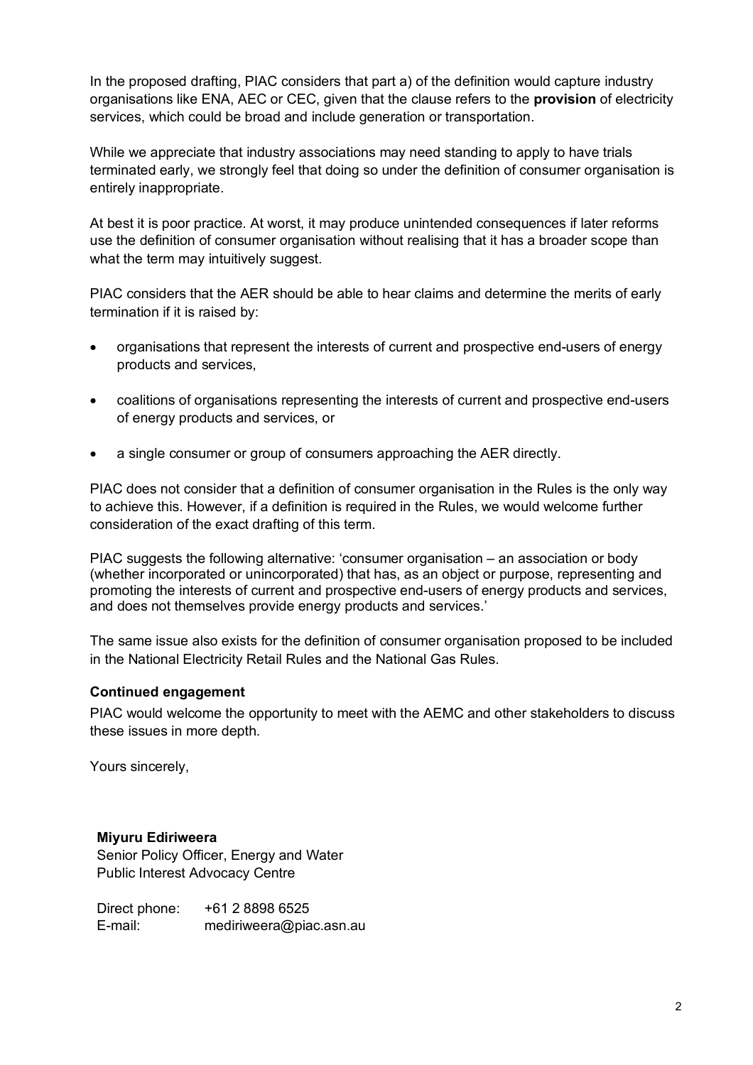In the proposed drafting, PIAC considers that part a) of the definition would capture industry organisations like ENA, AEC or CEC, given that the clause refers to the **provision** of electricity services, which could be broad and include generation or transportation.

While we appreciate that industry associations may need standing to apply to have trials terminated early, we strongly feel that doing so under the definition of consumer organisation is entirely inappropriate.

At best it is poor practice. At worst, it may produce unintended consequences if later reforms use the definition of consumer organisation without realising that it has a broader scope than what the term may intuitively suggest.

PIAC considers that the AER should be able to hear claims and determine the merits of early termination if it is raised by:

- organisations that represent the interests of current and prospective end-users of energy products and services,
- coalitions of organisations representing the interests of current and prospective end-users of energy products and services, or
- a single consumer or group of consumers approaching the AER directly.

PIAC does not consider that a definition of consumer organisation in the Rules is the only way to achieve this. However, if a definition is required in the Rules, we would welcome further consideration of the exact drafting of this term.

PIAC suggests the following alternative: 'consumer organisation – an association or body (whether incorporated or unincorporated) that has, as an object or purpose, representing and promoting the interests of current and prospective end-users of energy products and services, and does not themselves provide energy products and services.'

The same issue also exists for the definition of consumer organisation proposed to be included in the National Electricity Retail Rules and the National Gas Rules.

**Continued engagement**

PIAC would welcome the opportunity to meet with the AEMC and other stakeholders to discuss these issues in more depth.

Yours sincerely,

**Miyuru Ediriweera**
Senior Policy Officer, Energy and Water
Public Interest Advocacy Centre

Direct phone: +61 2 8898 6525
E-mail: mediriweera@piac.asn.au